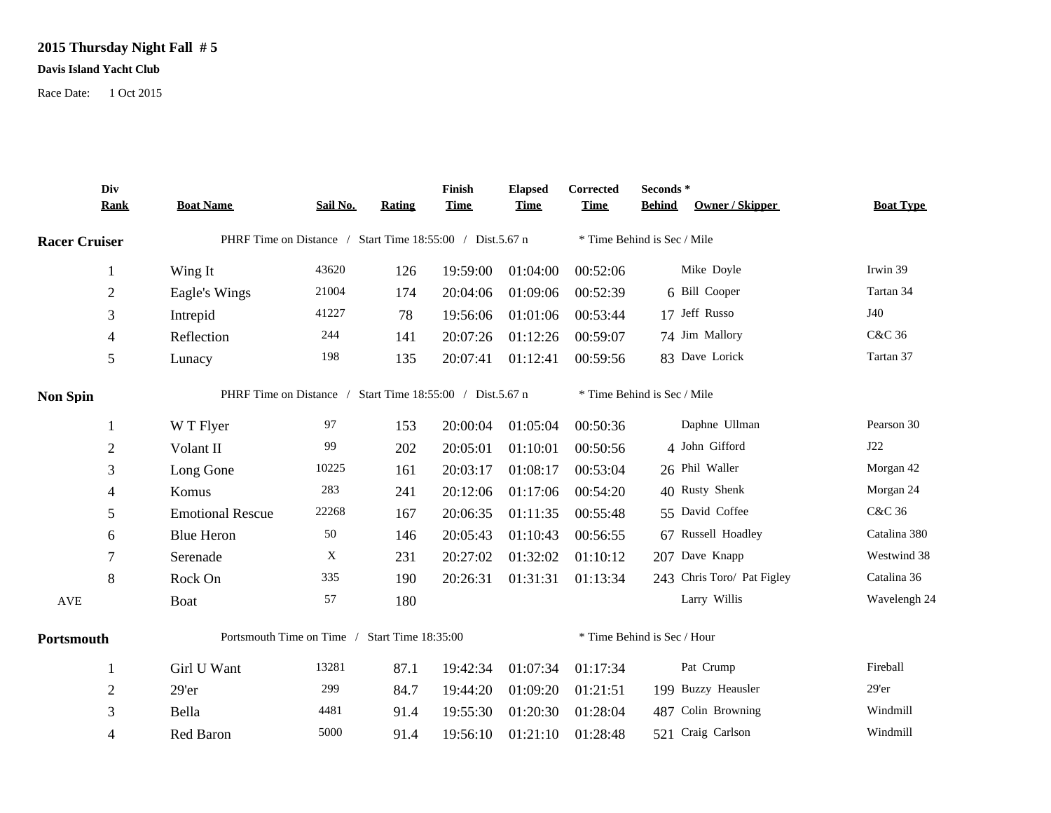# 2015 Thursday Night Fall # 5

**Davis Island Yacht Club**

Race Date: 1 Oct 2015

| Div Rank | Boat Name | Sail No. | Rating | Finish Time | Elapsed Time | Corrected Time | Seconds * Behind | Owner / Skipper | Boat Type |
|---|---|---|---|---|---|---|---|---|---|
| **Racer Cruiser** | PHRF Time on Distance / Start Time 18:55:00 / Dist.5.67 n | | | | | * Time Behind is Sec / Mile | | | |
| 1 | Wing It | 43620 | 126 | 19:59:00 | 01:04:00 | 00:52:06 | | Mike Doyle | Irwin 39 |
| 2 | Eagle's Wings | 21004 | 174 | 20:04:06 | 01:09:06 | 00:52:39 | 6 | Bill Cooper | Tartan 34 |
| 3 | Intrepid | 41227 | 78 | 19:56:06 | 01:01:06 | 00:53:44 | 17 | Jeff Russo | J40 |
| 4 | Reflection | 244 | 141 | 20:07:26 | 01:12:26 | 00:59:07 | 74 | Jim Mallory | C&C 36 |
| 5 | Lunacy | 198 | 135 | 20:07:41 | 01:12:41 | 00:59:56 | 83 | Dave Lorick | Tartan 37 |
| **Non Spin** | PHRF Time on Distance / Start Time 18:55:00 / Dist.5.67 n | | | | | * Time Behind is Sec / Mile | | | |
| 1 | W T Flyer | 97 | 153 | 20:00:04 | 01:05:04 | 00:50:36 | | Daphne Ullman | Pearson 30 |
| 2 | Volant II | 99 | 202 | 20:05:01 | 01:10:01 | 00:50:56 | 4 | John Gifford | J22 |
| 3 | Long Gone | 10225 | 161 | 20:03:17 | 01:08:17 | 00:53:04 | 26 | Phil Waller | Morgan 42 |
| 4 | Komus | 283 | 241 | 20:12:06 | 01:17:06 | 00:54:20 | 40 | Rusty Shenk | Morgan 24 |
| 5 | Emotional Rescue | 22268 | 167 | 20:06:35 | 01:11:35 | 00:55:48 | 55 | David Coffee | C&C 36 |
| 6 | Blue Heron | 50 | 146 | 20:05:43 | 01:10:43 | 00:56:55 | 67 | Russell Hoadley | Catalina 380 |
| 7 | Serenade | X | 231 | 20:27:02 | 01:32:02 | 01:10:12 | 207 | Dave Knapp | Westwind 38 |
| 8 | Rock On | 335 | 190 | 20:26:31 | 01:31:31 | 01:13:34 | 243 | Chris Toro/ Pat Figley | Catalina 36 |
| AVE | Boat | 57 | 180 | | | | | Larry Willis | Wavelengh 24 |
| **Portsmouth** | Portsmouth Time on Time / Start Time 18:35:00 | | | | | * Time Behind is Sec / Hour | | | |
| 1 | Girl U Want | 13281 | 87.1 | 19:42:34 | 01:07:34 | 01:17:34 | | Pat Crump | Fireball |
| 2 | 29'er | 299 | 84.7 | 19:44:20 | 01:09:20 | 01:21:51 | 199 | Buzzy Heausler | 29'er |
| 3 | Bella | 4481 | 91.4 | 19:55:30 | 01:20:30 | 01:28:04 | 487 | Colin Browning | Windmill |
| 4 | Red Baron | 5000 | 91.4 | 19:56:10 | 01:21:10 | 01:28:48 | 521 | Craig Carlson | Windmill |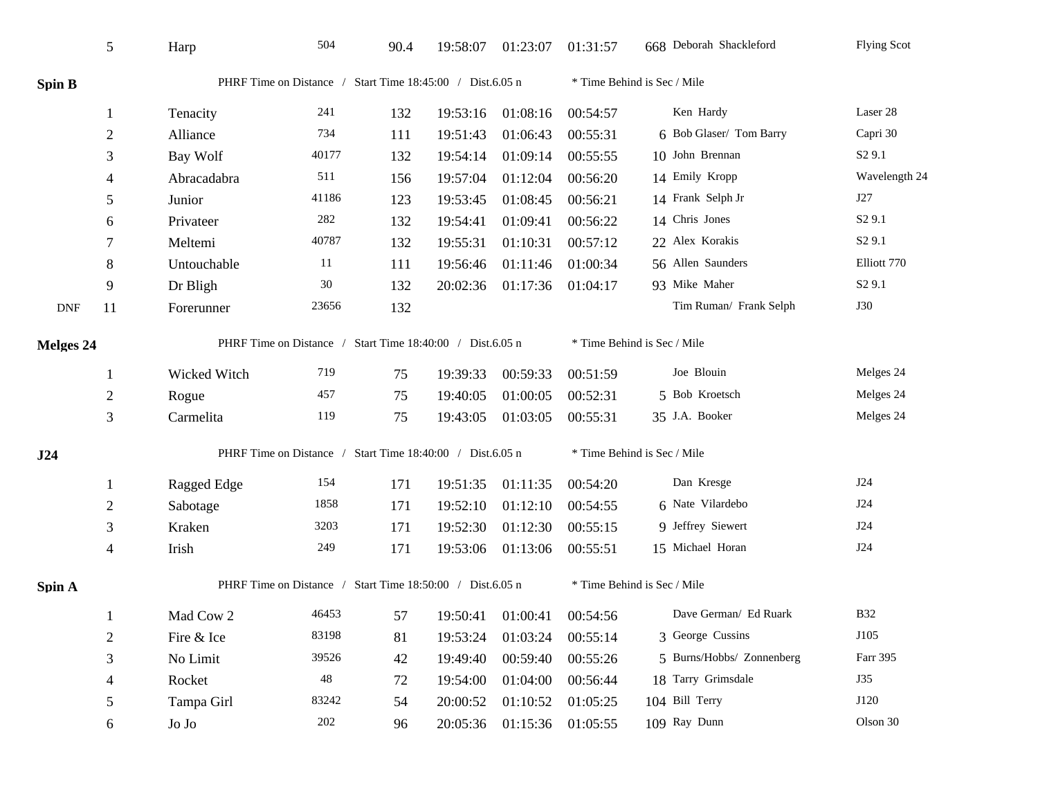| | 5 | Harp | 504 | 90.4 | 19:58:07 | 01:23:07 | 01:31:57 | 668 | Deborah Shackleford | Flying Scot |
|---|---|---|---|---|---|---|---|---|---|---|

**Spin B** PHRF Time on Distance / Start Time 18:45:00 / Dist.6.05 n * Time Behind is Sec / Mile

| | | | | | | | | | | |
|---|---|---|---|---|---|---|---|---|---|---|
| | 1 | Tenacity | 241 | 132 | 19:53:16 | 01:08:16 | 00:54:57 | | Ken Hardy | Laser 28 |
| | 2 | Alliance | 734 | 111 | 19:51:43 | 01:06:43 | 00:55:31 | 6 | Bob Glaser/ Tom Barry | Capri 30 |
| | 3 | Bay Wolf | 40177 | 132 | 19:54:14 | 01:09:14 | 00:55:55 | 10 | John Brennan | S2 9.1 |
| | 4 | Abracadabra | 511 | 156 | 19:57:04 | 01:12:04 | 00:56:20 | 14 | Emily Kropp | Wavelength 24 |
| | 5 | Junior | 41186 | 123 | 19:53:45 | 01:08:45 | 00:56:21 | 14 | Frank Selph Jr | J27 |
| | 6 | Privateer | 282 | 132 | 19:54:41 | 01:09:41 | 00:56:22 | 14 | Chris Jones | S2 9.1 |
| | 7 | Meltemi | 40787 | 132 | 19:55:31 | 01:10:31 | 00:57:12 | 22 | Alex Korakis | S2 9.1 |
| | 8 | Untouchable | 11 | 111 | 19:56:46 | 01:11:46 | 01:00:34 | 56 | Allen Saunders | Elliott 770 |
| | 9 | Dr Bligh | 30 | 132 | 20:02:36 | 01:17:36 | 01:04:17 | 93 | Mike Maher | S2 9.1 |
| DNF | 11 | Forerunner | 23656 | 132 | | | | | Tim Ruman/ Frank Selph | J30 |

**Melges 24** PHRF Time on Distance / Start Time 18:40:00 / Dist.6.05 n * Time Behind is Sec / Mile

| | | | | | | | | | | |
|---|---|---|---|---|---|---|---|---|---|---|
| | 1 | Wicked Witch | 719 | 75 | 19:39:33 | 00:59:33 | 00:51:59 | | Joe Blouin | Melges 24 |
| | 2 | Rogue | 457 | 75 | 19:40:05 | 01:00:05 | 00:52:31 | 5 | Bob Kroetsch | Melges 24 |
| | 3 | Carmelita | 119 | 75 | 19:43:05 | 01:03:05 | 00:55:31 | 35 | J.A. Booker | Melges 24 |

**J24** PHRF Time on Distance / Start Time 18:40:00 / Dist.6.05 n * Time Behind is Sec / Mile

| | | | | | | | | | | |
|---|---|---|---|---|---|---|---|---|---|---|
| | 1 | Ragged Edge | 154 | 171 | 19:51:35 | 01:11:35 | 00:54:20 | | Dan Kresge | J24 |
| | 2 | Sabotage | 1858 | 171 | 19:52:10 | 01:12:10 | 00:54:55 | 6 | Nate Vilardebo | J24 |
| | 3 | Kraken | 3203 | 171 | 19:52:30 | 01:12:30 | 00:55:15 | 9 | Jeffrey Siewert | J24 |
| | 4 | Irish | 249 | 171 | 19:53:06 | 01:13:06 | 00:55:51 | 15 | Michael Horan | J24 |

**Spin A** PHRF Time on Distance / Start Time 18:50:00 / Dist.6.05 n * Time Behind is Sec / Mile

| | | | | | | | | | | |
|---|---|---|---|---|---|---|---|---|---|---|
| | 1 | Mad Cow 2 | 46453 | 57 | 19:50:41 | 01:00:41 | 00:54:56 | | Dave German/ Ed Ruark | B32 |
| | 2 | Fire & Ice | 83198 | 81 | 19:53:24 | 01:03:24 | 00:55:14 | 3 | George Cussins | J105 |
| | 3 | No Limit | 39526 | 42 | 19:49:40 | 00:59:40 | 00:55:26 | 5 | Burns/Hobbs/ Zonnenberg | Farr 395 |
| | 4 | Rocket | 48 | 72 | 19:54:00 | 01:04:00 | 00:56:44 | 18 | Tarry Grimsdale | J35 |
| | 5 | Tampa Girl | 83242 | 54 | 20:00:52 | 01:10:52 | 01:05:25 | 104 | Bill Terry | J120 |
| | 6 | Jo Jo | 202 | 96 | 20:05:36 | 01:15:36 | 01:05:55 | 109 | Ray Dunn | Olson 30 |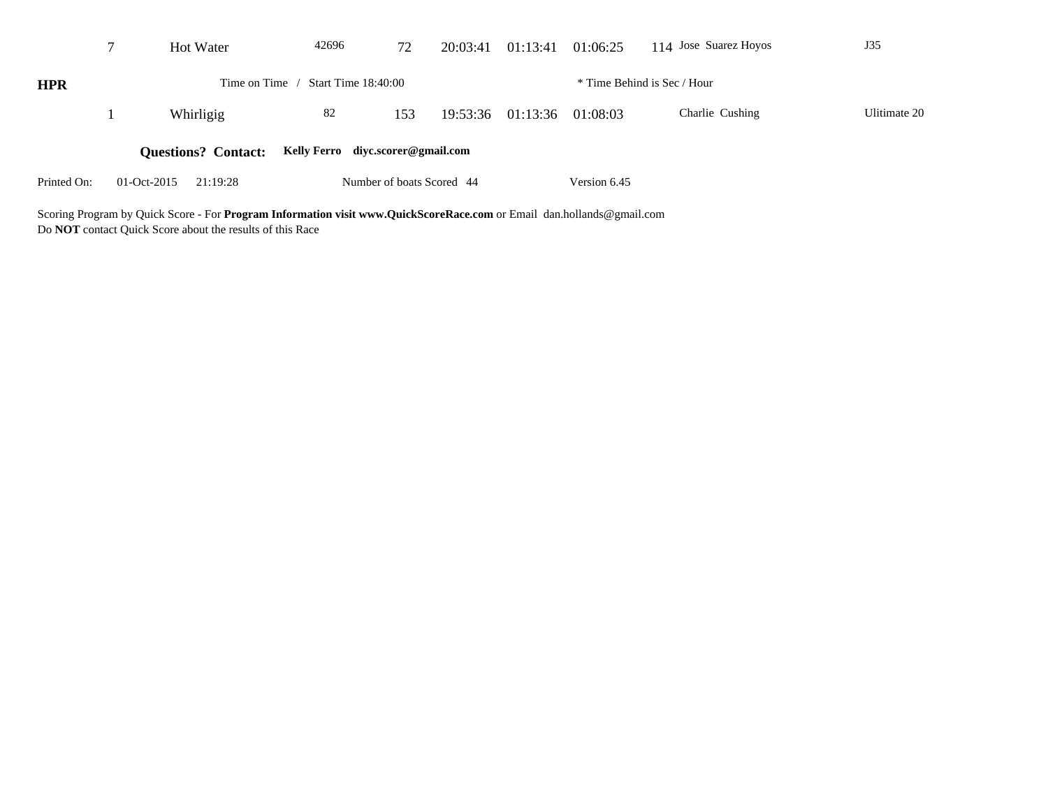| | | | | | | | | | | |
|---|---|---|---|---|---|---|---|---|---|---|
| | 7 | Hot Water | 42696 | 72 | 20:03:41 | 01:13:41 | 01:06:25 | 114 | Jose Suarez Hoyos | J35 |

**HPR** Time on Time / Start Time 18:40:00 * Time Behind is Sec / Hour

| | | | | | | | | | | |
|---|---|---|---|---|---|---|---|---|---|---|
| | 1 | Whirligig | 82 | 153 | 19:53:36 | 01:13:36 | 01:08:03 | | Charlie Cushing | Ulitimate 20 |

**Questions? Contact:** **Kelly Ferro diyc.scorer@gmail.com**

Printed On: 01-Oct-2015 21:19:28 Number of boats Scored 44 Version 6.45

Scoring Program by Quick Score - For **Program Information visit www.QuickScoreRace.com** or Email dan.hollands@gmail.com
Do **NOT** contact Quick Score about the results of this Race